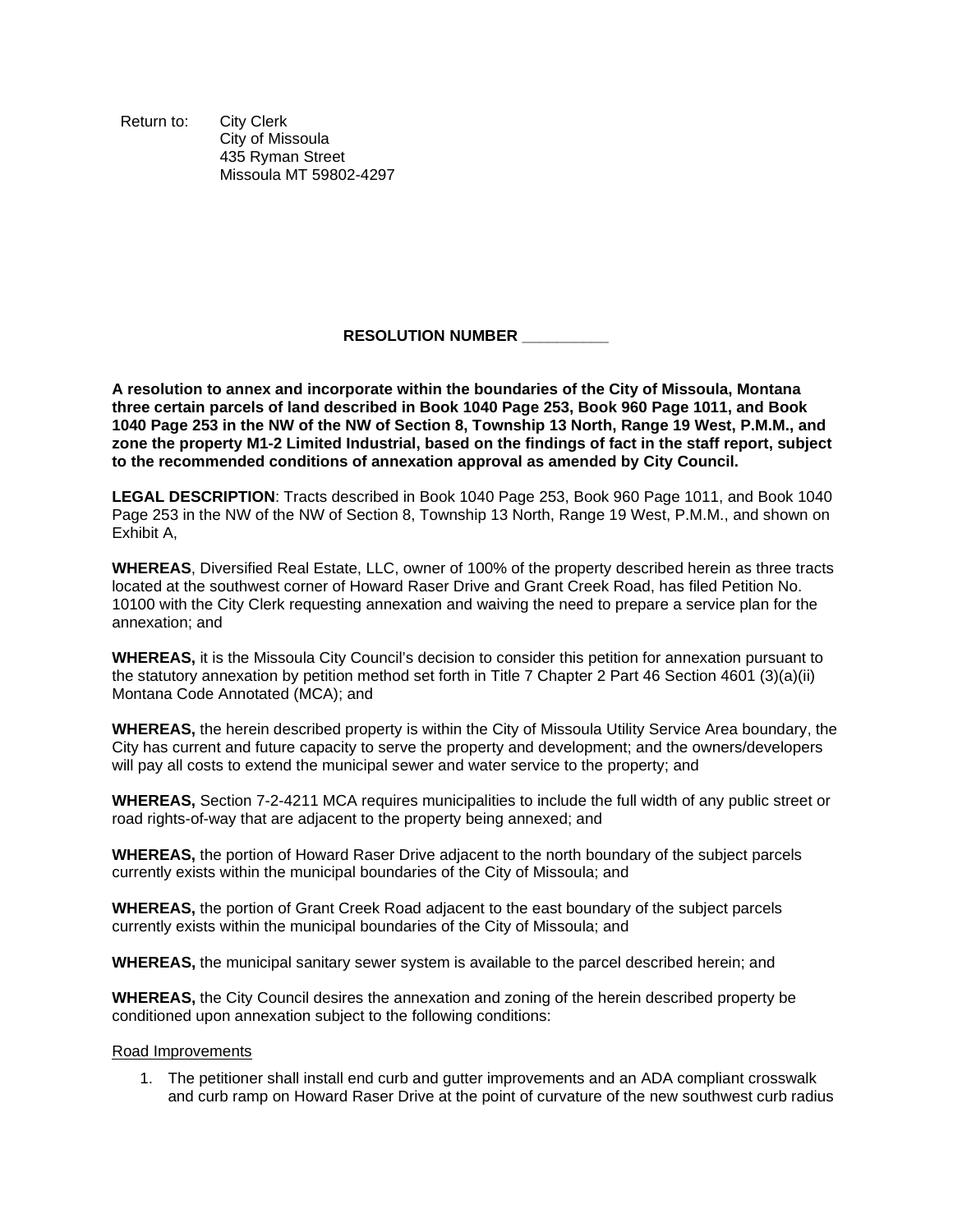Return to: City Clerk
City of Missoula
435 Ryman Street
Missoula MT 59802-4297

**RESOLUTION NUMBER __________**

**A resolution to annex and incorporate within the boundaries of the City of Missoula, Montana three certain parcels of land described in Book 1040 Page 253, Book 960 Page 1011, and Book 1040 Page 253 in the NW of the NW of Section 8, Township 13 North, Range 19 West, P.M.M., and zone the property M1-2 Limited Industrial, based on the findings of fact in the staff report, subject to the recommended conditions of annexation approval as amended by City Council.**

**LEGAL DESCRIPTION**: Tracts described in Book 1040 Page 253, Book 960 Page 1011, and Book 1040 Page 253 in the NW of the NW of Section 8, Township 13 North, Range 19 West, P.M.M., and shown on Exhibit A,

**WHEREAS**, Diversified Real Estate, LLC, owner of 100% of the property described herein as three tracts located at the southwest corner of Howard Raser Drive and Grant Creek Road, has filed Petition No. 10100 with the City Clerk requesting annexation and waiving the need to prepare a service plan for the annexation; and

**WHEREAS,** it is the Missoula City Council's decision to consider this petition for annexation pursuant to the statutory annexation by petition method set forth in Title 7 Chapter 2 Part 46 Section 4601 (3)(a)(ii) Montana Code Annotated (MCA); and

**WHEREAS,** the herein described property is within the City of Missoula Utility Service Area boundary, the City has current and future capacity to serve the property and development; and the owners/developers will pay all costs to extend the municipal sewer and water service to the property; and

**WHEREAS,** Section 7-2-4211 MCA requires municipalities to include the full width of any public street or road rights-of-way that are adjacent to the property being annexed; and

**WHEREAS,** the portion of Howard Raser Drive adjacent to the north boundary of the subject parcels currently exists within the municipal boundaries of the City of Missoula; and

**WHEREAS,** the portion of Grant Creek Road adjacent to the east boundary of the subject parcels currently exists within the municipal boundaries of the City of Missoula; and

**WHEREAS,** the municipal sanitary sewer system is available to the parcel described herein; and

**WHEREAS,** the City Council desires the annexation and zoning of the herein described property be conditioned upon annexation subject to the following conditions:

<u>Road Improvements</u>

1. The petitioner shall install end curb and gutter improvements and an ADA compliant crosswalk and curb ramp on Howard Raser Drive at the point of curvature of the new southwest curb radius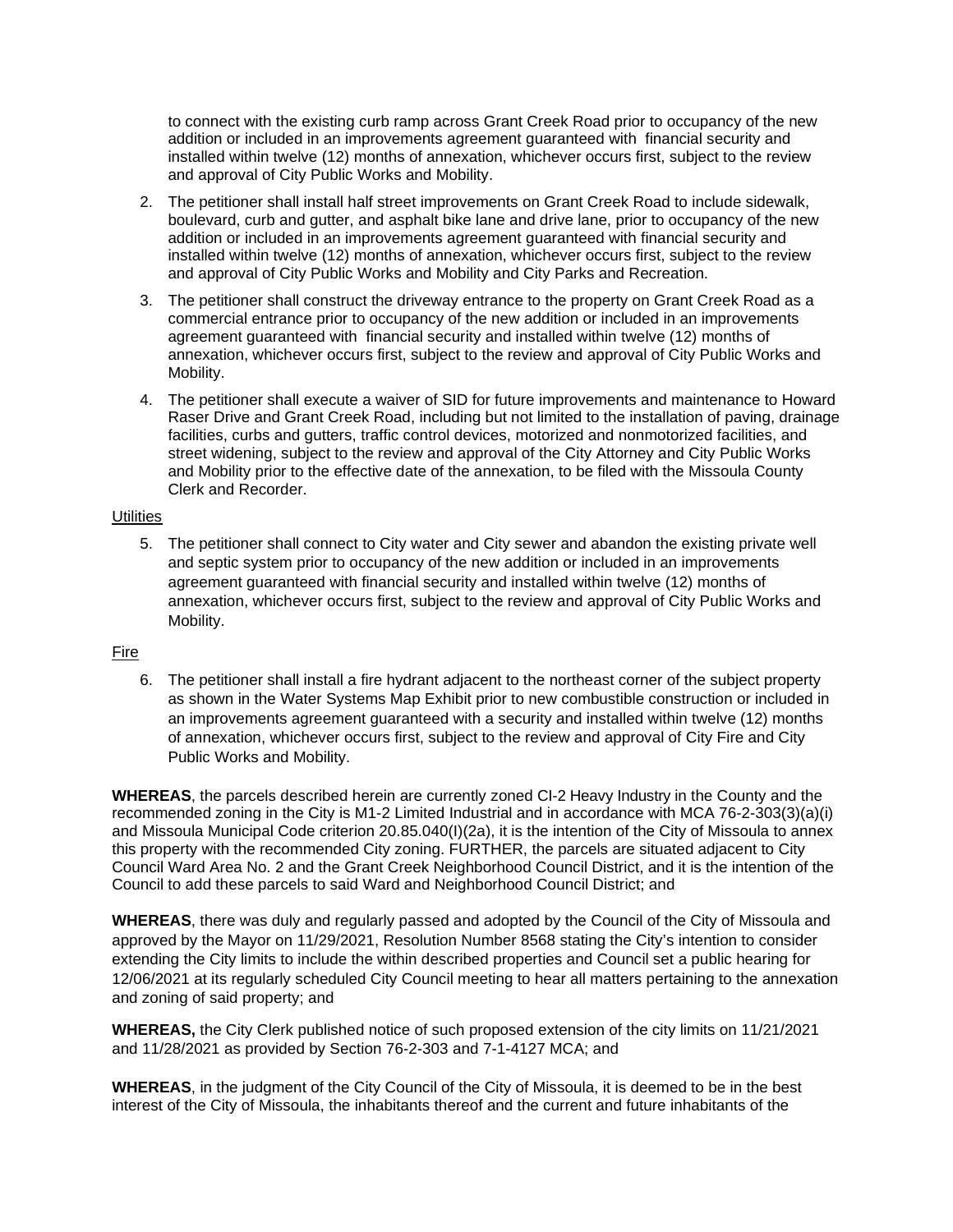to connect with the existing curb ramp across Grant Creek Road prior to occupancy of the new addition or included in an improvements agreement guaranteed with financial security and installed within twelve (12) months of annexation, whichever occurs first, subject to the review and approval of City Public Works and Mobility.

2. The petitioner shall install half street improvements on Grant Creek Road to include sidewalk, boulevard, curb and gutter, and asphalt bike lane and drive lane, prior to occupancy of the new addition or included in an improvements agreement guaranteed with financial security and installed within twelve (12) months of annexation, whichever occurs first, subject to the review and approval of City Public Works and Mobility and City Parks and Recreation.

3. The petitioner shall construct the driveway entrance to the property on Grant Creek Road as a commercial entrance prior to occupancy of the new addition or included in an improvements agreement guaranteed with financial security and installed within twelve (12) months of annexation, whichever occurs first, subject to the review and approval of City Public Works and Mobility.

4. The petitioner shall execute a waiver of SID for future improvements and maintenance to Howard Raser Drive and Grant Creek Road, including but not limited to the installation of paving, drainage facilities, curbs and gutters, traffic control devices, motorized and nonmotorized facilities, and street widening, subject to the review and approval of the City Attorney and City Public Works and Mobility prior to the effective date of the annexation, to be filed with the Missoula County Clerk and Recorder.

Utilities

5. The petitioner shall connect to City water and City sewer and abandon the existing private well and septic system prior to occupancy of the new addition or included in an improvements agreement guaranteed with financial security and installed within twelve (12) months of annexation, whichever occurs first, subject to the review and approval of City Public Works and Mobility.

Fire

6. The petitioner shall install a fire hydrant adjacent to the northeast corner of the subject property as shown in the Water Systems Map Exhibit prior to new combustible construction or included in an improvements agreement guaranteed with a security and installed within twelve (12) months of annexation, whichever occurs first, subject to the review and approval of City Fire and City Public Works and Mobility.

**WHEREAS**, the parcels described herein are currently zoned CI-2 Heavy Industry in the County and the recommended zoning in the City is M1-2 Limited Industrial and in accordance with MCA 76-2-303(3)(a)(i) and Missoula Municipal Code criterion 20.85.040(I)(2a), it is the intention of the City of Missoula to annex this property with the recommended City zoning. FURTHER, the parcels are situated adjacent to City Council Ward Area No. 2 and the Grant Creek Neighborhood Council District, and it is the intention of the Council to add these parcels to said Ward and Neighborhood Council District; and

**WHEREAS**, there was duly and regularly passed and adopted by the Council of the City of Missoula and approved by the Mayor on 11/29/2021, Resolution Number 8568 stating the City's intention to consider extending the City limits to include the within described properties and Council set a public hearing for 12/06/2021 at its regularly scheduled City Council meeting to hear all matters pertaining to the annexation and zoning of said property; and

**WHEREAS,** the City Clerk published notice of such proposed extension of the city limits on 11/21/2021 and 11/28/2021 as provided by Section 76-2-303 and 7-1-4127 MCA; and

**WHEREAS**, in the judgment of the City Council of the City of Missoula, it is deemed to be in the best interest of the City of Missoula, the inhabitants thereof and the current and future inhabitants of the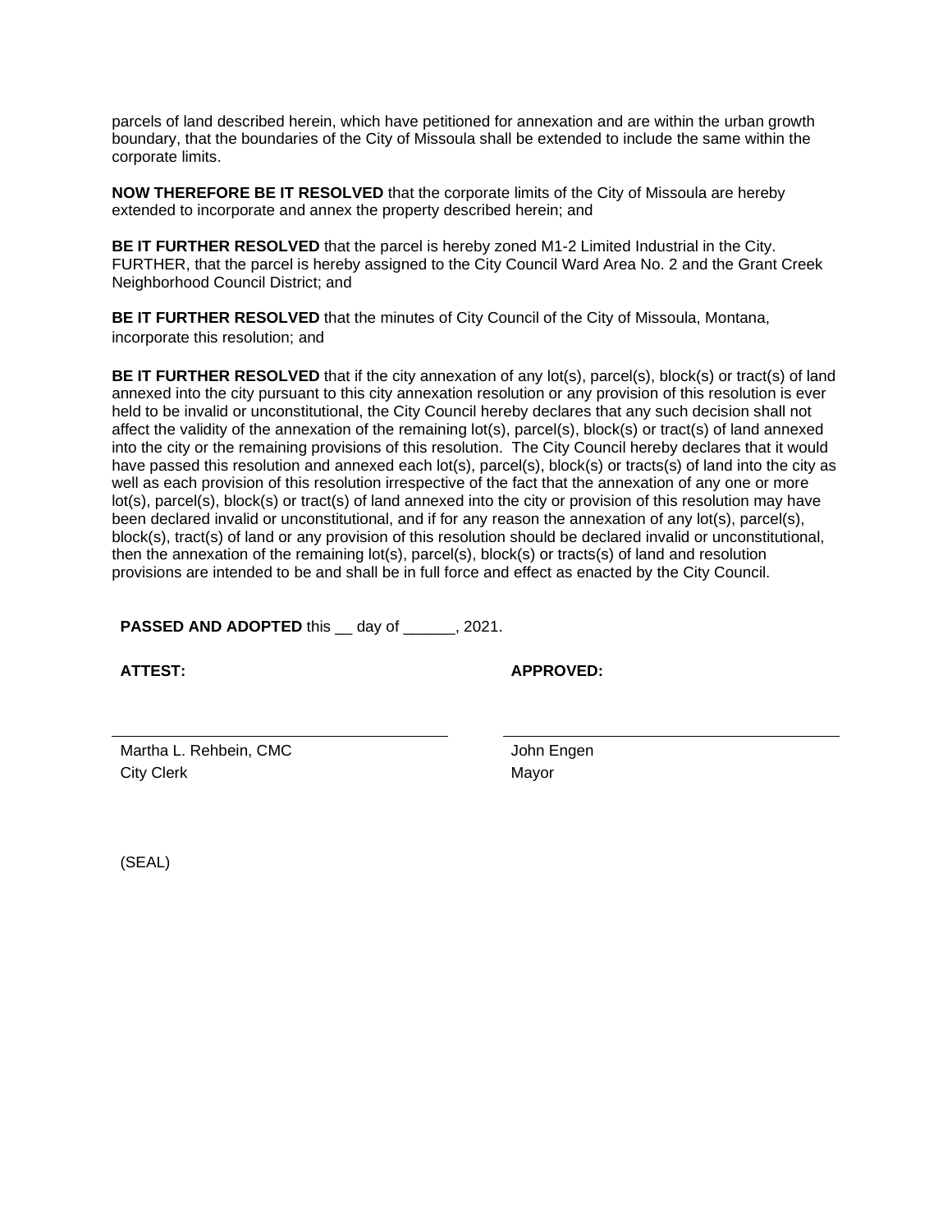parcels of land described herein, which have petitioned for annexation and are within the urban growth boundary, that the boundaries of the City of Missoula shall be extended to include the same within the corporate limits.

**NOW THEREFORE BE IT RESOLVED** that the corporate limits of the City of Missoula are hereby extended to incorporate and annex the property described herein; and

**BE IT FURTHER RESOLVED** that the parcel is hereby zoned M1-2 Limited Industrial in the City. FURTHER, that the parcel is hereby assigned to the City Council Ward Area No. 2 and the Grant Creek Neighborhood Council District; and

**BE IT FURTHER RESOLVED** that the minutes of City Council of the City of Missoula, Montana, incorporate this resolution; and

**BE IT FURTHER RESOLVED** that if the city annexation of any lot(s), parcel(s), block(s) or tract(s) of land annexed into the city pursuant to this city annexation resolution or any provision of this resolution is ever held to be invalid or unconstitutional, the City Council hereby declares that any such decision shall not affect the validity of the annexation of the remaining lot(s), parcel(s), block(s) or tract(s) of land annexed into the city or the remaining provisions of this resolution. The City Council hereby declares that it would have passed this resolution and annexed each lot(s), parcel(s), block(s) or tracts(s) of land into the city as well as each provision of this resolution irrespective of the fact that the annexation of any one or more lot(s), parcel(s), block(s) or tract(s) of land annexed into the city or provision of this resolution may have been declared invalid or unconstitutional, and if for any reason the annexation of any lot(s), parcel(s), block(s), tract(s) of land or any provision of this resolution should be declared invalid or unconstitutional, then the annexation of the remaining lot(s), parcel(s), block(s) or tracts(s) of land and resolution provisions are intended to be and shall be in full force and effect as enacted by the City Council.

**PASSED AND ADOPTED** this __ day of ______, 2021.

**ATTEST:**

Martha L. Rehbein, CMC
City Clerk

**APPROVED:**

John Engen
Mayor

(SEAL)